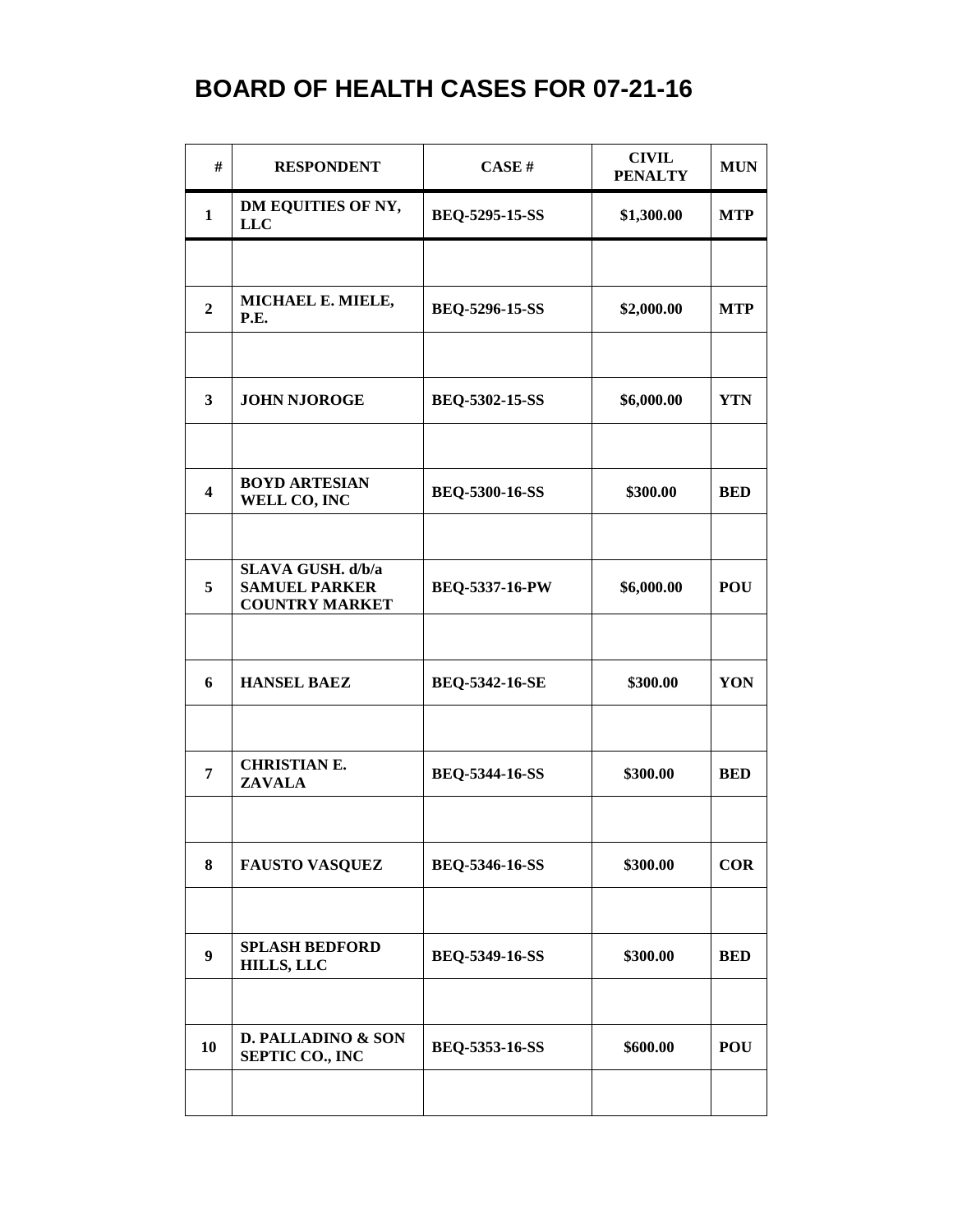# BOARD OF HEALTH CASES FOR 07-21-16

| # | RESPONDENT | CASE # | CIVIL PENALTY | MUN |
|---|---|---|---|---|
| **1** | **DM EQUITIES OF NY, LLC** | **BEQ-5295-15-SS** | **$1,300.00** | **MTP** |
| | | | | |
| **2** | **MICHAEL E. MIELE, P.E.** | **BEQ-5296-15-SS** | **$2,000.00** | **MTP** |
| | | | | |
| **3** | **JOHN NJOROGE** | **BEQ-5302-15-SS** | **$6,000.00** | **YTN** |
| | | | | |
| **4** | **BOYD ARTESIAN WELL CO, INC** | **BEQ-5300-16-SS** | **$300.00** | **BED** |
| | | | | |
| **5** | **SLAVA GUSH. d/b/a SAMUEL PARKER COUNTRY MARKET** | **BEQ-5337-16-PW** | **$6,000.00** | **POU** |
| | | | | |
| **6** | **HANSEL BAEZ** | **BEQ-5342-16-SE** | **$300.00** | **YON** |
| | | | | |
| **7** | **CHRISTIAN E. ZAVALA** | **BEQ-5344-16-SS** | **$300.00** | **BED** |
| | | | | |
| **8** | **FAUSTO VASQUEZ** | **BEQ-5346-16-SS** | **$300.00** | **COR** |
| | | | | |
| **9** | **SPLASH BEDFORD HILLS, LLC** | **BEQ-5349-16-SS** | **$300.00** | **BED** |
| | | | | |
| **10** | **D. PALLADINO & SON SEPTIC CO., INC** | **BEQ-5353-16-SS** | **$600.00** | **POU** |
| | | | | |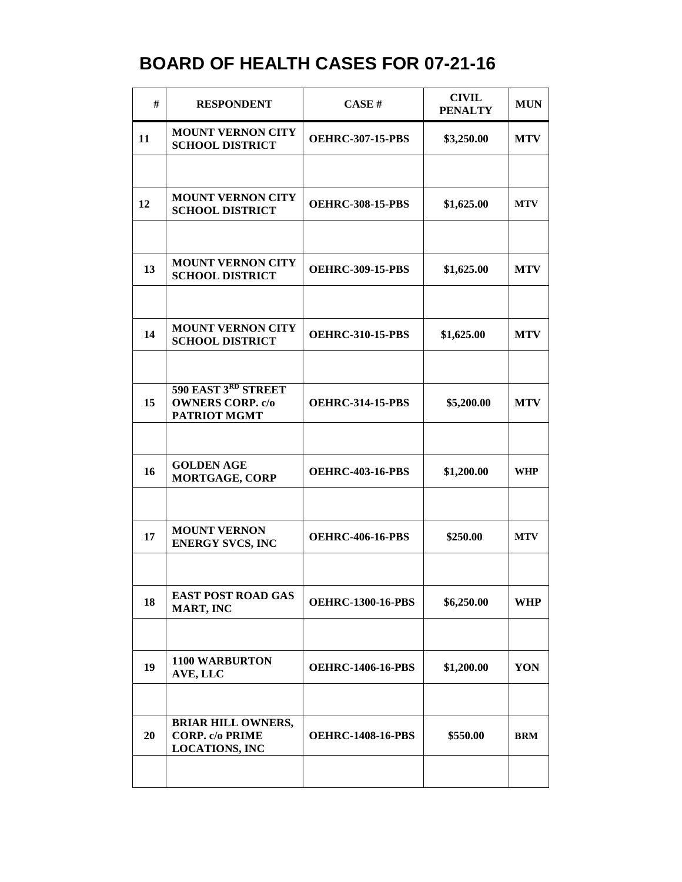# BOARD OF HEALTH CASES FOR 07-21-16

| # | RESPONDENT | CASE # | CIVIL PENALTY | MUN |
|---|---|---|---|---|
| 11 | MOUNT VERNON CITY SCHOOL DISTRICT | OEHRC-307-15-PBS | \$3,250.00 | MTV |
| | | | | |
| 12 | MOUNT VERNON CITY SCHOOL DISTRICT | OEHRC-308-15-PBS | \$1,625.00 | MTV |
| | | | | |
| 13 | MOUNT VERNON CITY SCHOOL DISTRICT | OEHRC-309-15-PBS | \$1,625.00 | MTV |
| | | | | |
| 14 | MOUNT VERNON CITY SCHOOL DISTRICT | OEHRC-310-15-PBS | \$1,625.00 | MTV |
| | | | | |
| 15 | 590 EAST 3RD STREET OWNERS CORP. c/o PATRIOT MGMT | OEHRC-314-15-PBS | \$5,200.00 | MTV |
| | | | | |
| 16 | GOLDEN AGE MORTGAGE, CORP | OEHRC-403-16-PBS | \$1,200.00 | WHP |
| | | | | |
| 17 | MOUNT VERNON ENERGY SVCS, INC | OEHRC-406-16-PBS | \$250.00 | MTV |
| | | | | |
| 18 | EAST POST ROAD GAS MART, INC | OEHRC-1300-16-PBS | \$6,250.00 | WHP |
| | | | | |
| 19 | 1100 WARBURTON AVE, LLC | OEHRC-1406-16-PBS | \$1,200.00 | YON |
| | | | | |
| 20 | BRIAR HILL OWNERS, CORP. c/o PRIME LOCATIONS, INC | OEHRC-1408-16-PBS | \$550.00 | BRM |
| | | | | |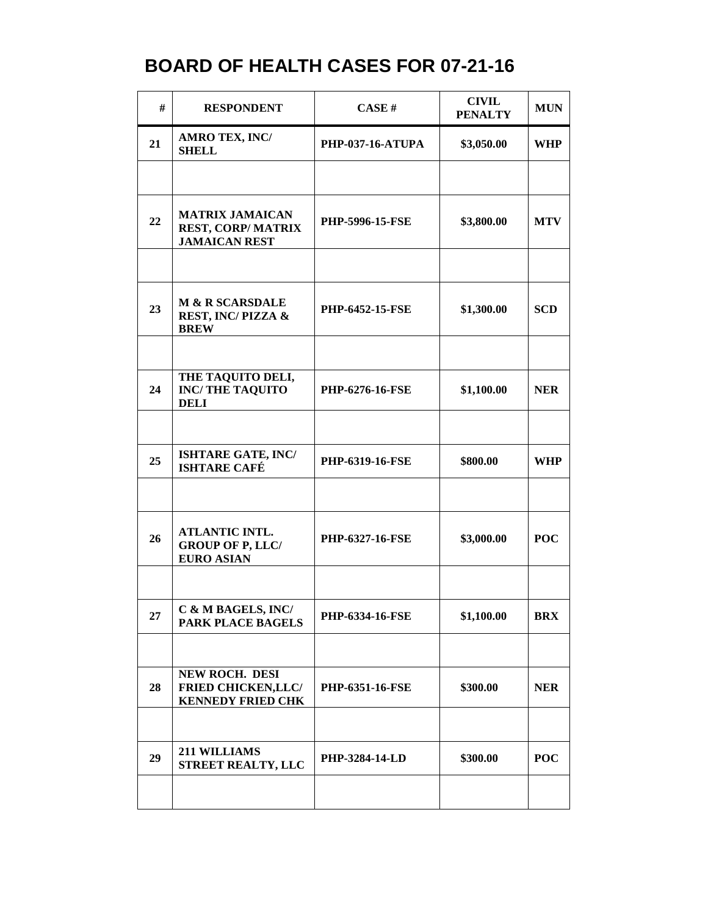# BOARD OF HEALTH CASES FOR 07-21-16

| # | RESPONDENT | CASE # | CIVIL PENALTY | MUN |
|---|---|---|---|---|
| 21 | AMRO TEX, INC/ SHELL | PHP-037-16-ATUPA | $3,050.00 | WHP |
| | | | | |
| 22 | MATRIX JAMAICAN REST, CORP/ MATRIX JAMAICAN REST | PHP-5996-15-FSE | $3,800.00 | MTV |
| | | | | |
| 23 | M & R SCARSDALE REST, INC/ PIZZA & BREW | PHP-6452-15-FSE | $1,300.00 | SCD |
| | | | | |
| 24 | THE TAQUITO DELI, INC/ THE TAQUITO DELI | PHP-6276-16-FSE | $1,100.00 | NER |
| | | | | |
| 25 | ISHTARE GATE, INC/ ISHTARE CAFÉ | PHP-6319-16-FSE | $800.00 | WHP |
| | | | | |
| 26 | ATLANTIC INTL. GROUP OF P, LLC/ EURO ASIAN | PHP-6327-16-FSE | $3,000.00 | POC |
| | | | | |
| 27 | C & M BAGELS, INC/ PARK PLACE BAGELS | PHP-6334-16-FSE | $1,100.00 | BRX |
| | | | | |
| 28 | NEW ROCH. DESI FRIED CHICKEN,LLC/ KENNEDY FRIED CHK | PHP-6351-16-FSE | $300.00 | NER |
| | | | | |
| 29 | 211 WILLIAMS STREET REALTY, LLC | PHP-3284-14-LD | $300.00 | POC |
| | | | | |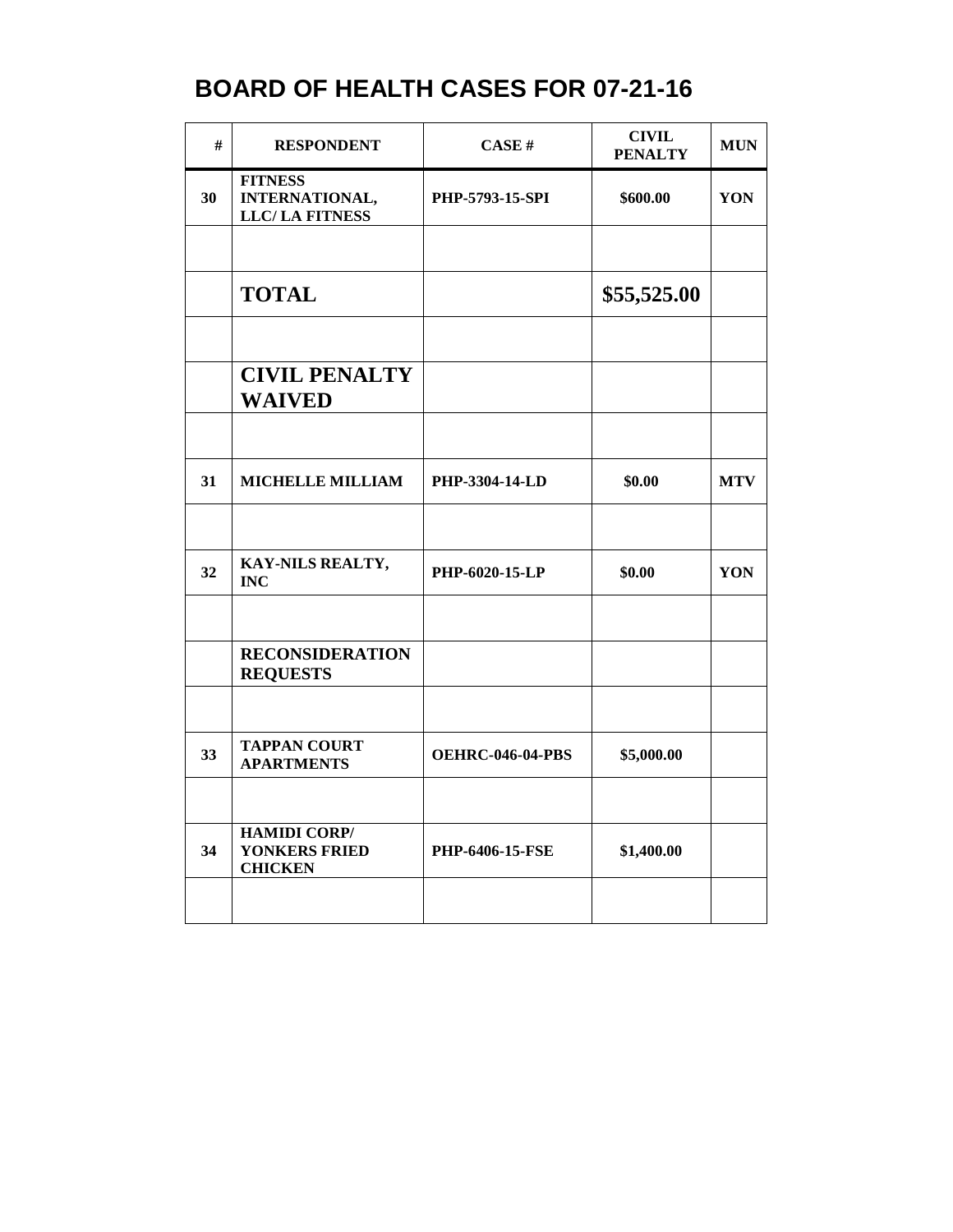# BOARD OF HEALTH CASES FOR 07-21-16

| # | RESPONDENT | CASE # | CIVIL PENALTY | MUN |
|---|---|---|---|---|
| 30 | FITNESS INTERNATIONAL, LLC/ LA FITNESS | PHP-5793-15-SPI | $600.00 | YON |
| | | | | |
| | **TOTAL** | | **$55,525.00** | |
| | | | | |
| | **CIVIL PENALTY WAIVED** | | | |
| | | | | |
| 31 | MICHELLE MILLIAM | PHP-3304-14-LD | $0.00 | MTV |
| | | | | |
| 32 | KAY-NILS REALTY, INC | PHP-6020-15-LP | $0.00 | YON |
| | | | | |
| | **RECONSIDERATION REQUESTS** | | | |
| | | | | |
| 33 | TAPPAN COURT APARTMENTS | OEHRC-046-04-PBS | $5,000.00 | |
| | | | | |
| 34 | HAMIDI CORP/ YONKERS FRIED CHICKEN | PHP-6406-15-FSE | $1,400.00 | |
| | | | | |